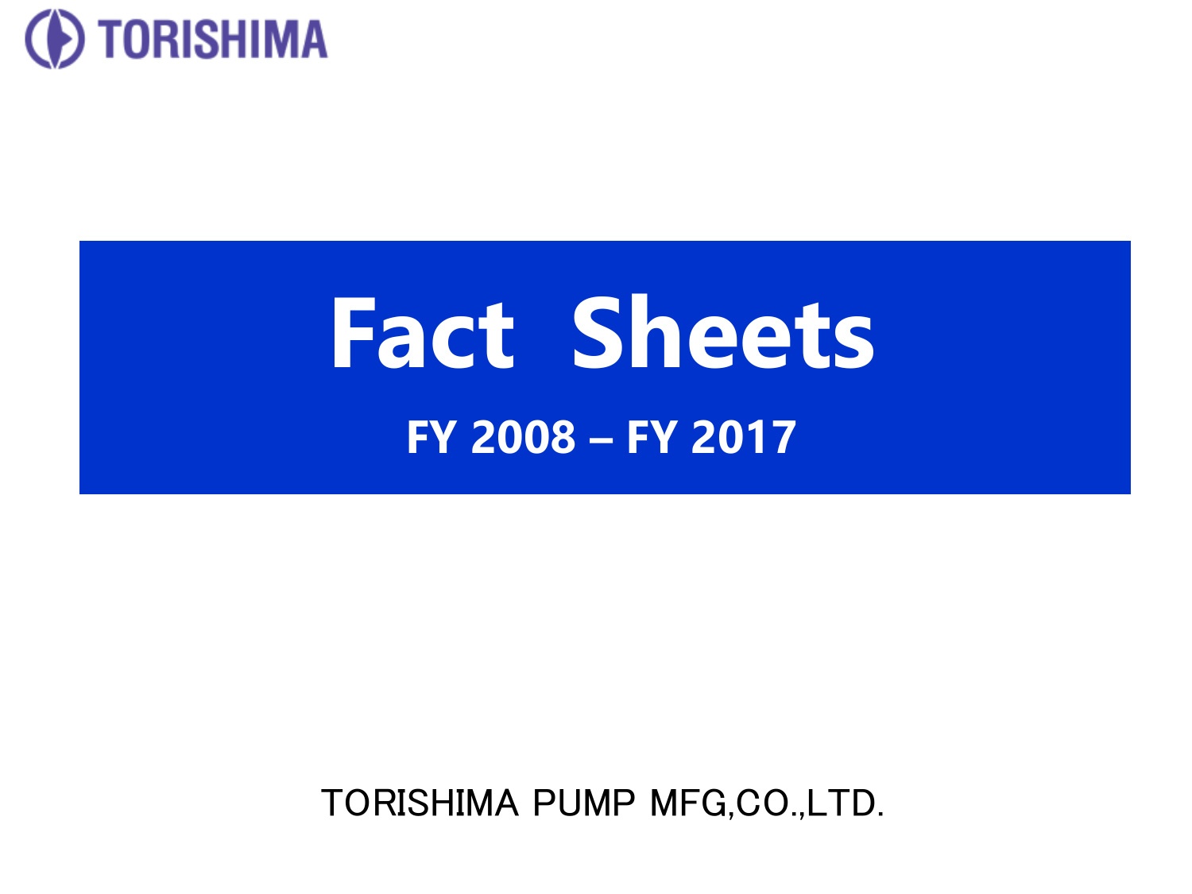TORISHIMA

# Fact Sheets

## FY 2008 – FY 2017

TORISHIMA PUMP MFG,CO.,LTD.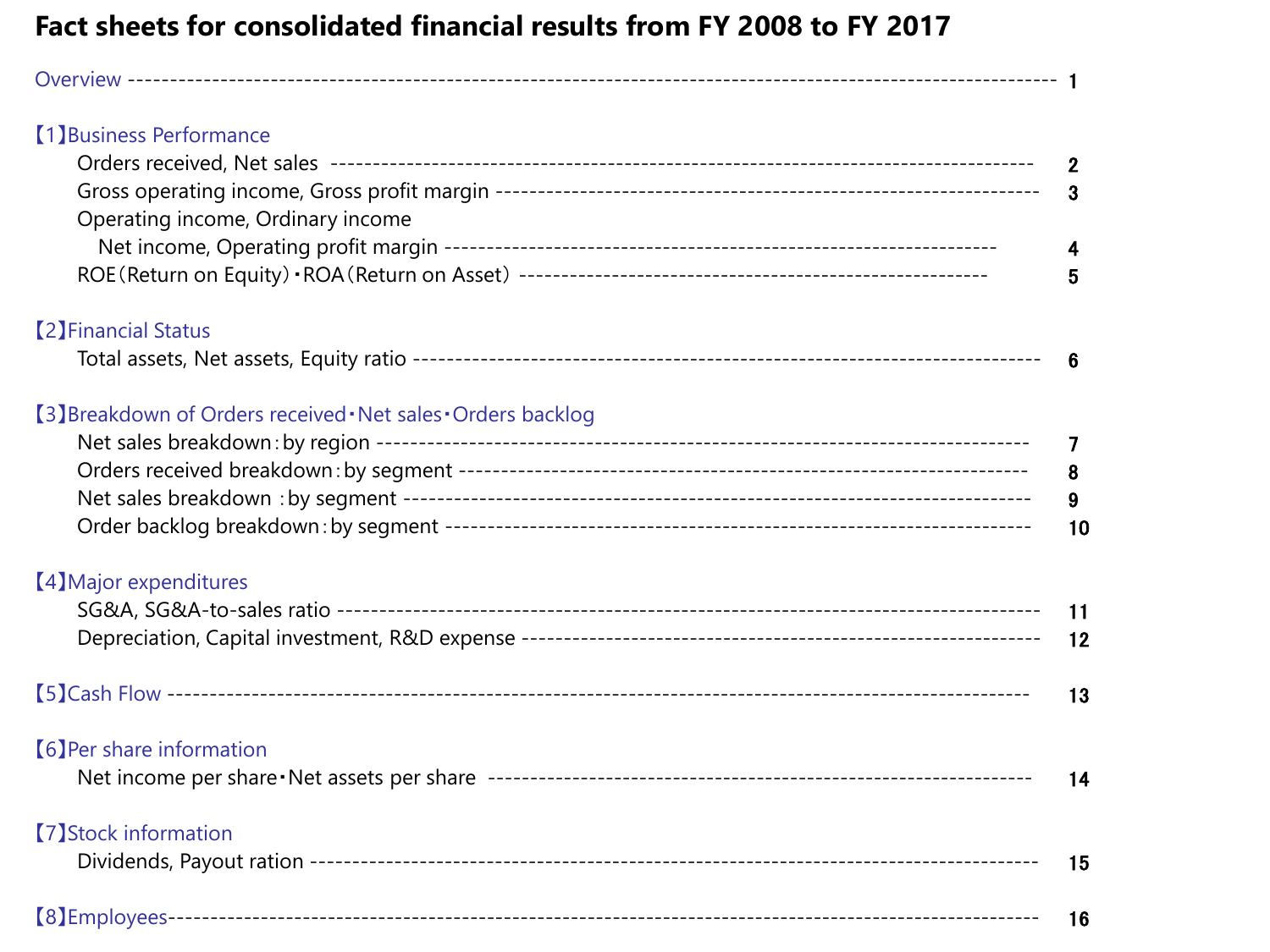# Fact sheets for consolidated financial results from FY 2008 to FY 2017

Overview ---------------------------------------------------------------------------------------------------------- 1

## 【1】Business Performance

- Orders received, Net sales ------------------------------------------------------------------------------------ 2
- Gross operating income, Gross profit margin -------------------------------------------------------------- 3
- Operating income, Ordinary income  
  Net income, Operating profit margin ---------------------------------------------------------------------- 4
- ROE（Return on Equity）･ROA（Return on Asset） -------------------------------------------------------- 5

## 【2】Financial Status

- Total assets, Net assets, Equity ratio ------------------------------------------------------------------------ 6

## 【3】Breakdown of Orders received･Net sales･Orders backlog

- Net sales breakdown：by region ------------------------------------------------------------------------------ 7
- Orders received breakdown：by segment ------------------------------------------------------------------- 8
- Net sales breakdown ：by segment -------------------------------------------------------------------------- 9
- Order backlog breakdown：by segment --------------------------------------------------------------------- 10

## 【4】Major expenditures

- SG&A, SG&A-to-sales ratio --------------------------------------------------------------------------------- 11
- Depreciation, Capital investment, R&D expense --------------------------------------------------------- 12

## 【5】Cash Flow ------------------------------------------------------------------------------------------------- 13

## 【6】Per share information

- Net income per share･Net assets per share ---------------------------------------------------------------- 14

## 【7】Stock information

- Dividends, Payout ration ------------------------------------------------------------------------------------ 15

## 【8】Employees-------------------------------------------------------------------------------------------------- 16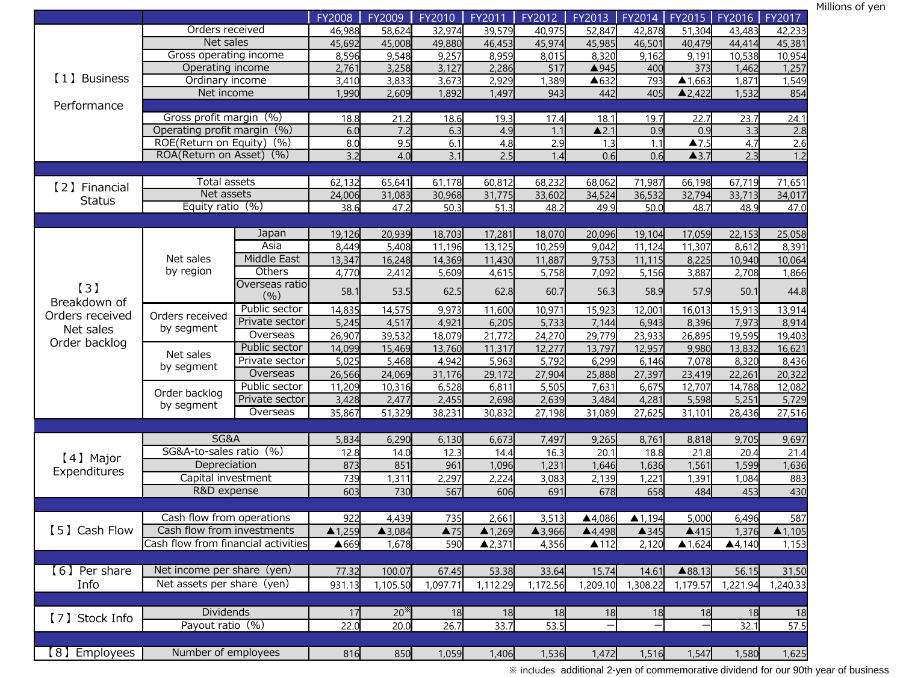Millions of yen

| | | | FY2008 | FY2009 | FY2010 | FY2011 | FY2012 | FY2013 | FY2014 | FY2015 | FY2016 | FY2017 |
|---|---|---|---|---|---|---|---|---|---|---|---|---|
| 【1】Business Performance | Orders received | | 46,988 | 58,624 | 32,974 | 39,579 | 40,975 | 52,847 | 42,878 | 51,304 | 43,483 | 42,233 |
| | Net sales | | 45,692 | 45,008 | 49,880 | 46,453 | 45,974 | 45,985 | 46,501 | 40,479 | 44,414 | 45,381 |
| | Gross operating income | | 8,596 | 9,548 | 9,257 | 8,959 | 8,015 | 8,320 | 9,162 | 9,191 | 10,538 | 10,954 |
| | Operating income | | 2,761 | 3,258 | 3,127 | 2,286 | 517 | ▲945 | 400 | 373 | 1,462 | 1,257 |
| | Ordinary income | | 3,410 | 3,833 | 3,673 | 2,929 | 1,389 | ▲632 | 793 | ▲1,663 | 1,871 | 1,549 |
| | Net income | | 1,990 | 2,609 | 1,892 | 1,497 | 943 | 442 | 405 | ▲2,422 | 1,532 | 854 |
| | Gross profit margin (%) | | 18.8 | 21.2 | 18.6 | 19.3 | 17.4 | 18.1 | 19.7 | 22.7 | 23.7 | 24.1 |
| | Operating profit margin (%) | | 6.0 | 7.2 | 6.3 | 4.9 | 1.1 | ▲2.1 | 0.9 | 0.9 | 3.3 | 2.8 |
| | ROE(Return on Equity) (%) | | 8.0 | 9.5 | 6.1 | 4.8 | 2.9 | 1.3 | 1.1 | ▲7.5 | 4.7 | 2.6 |
| | ROA(Return on Asset) (%) | | 3.2 | 4.0 | 3.1 | 2.5 | 1.4 | 0.6 | 0.6 | ▲3.7 | 2.3 | 1.2 |
| 【2】Financial Status | Total assets | | 62,132 | 65,641 | 61,178 | 60,812 | 68,232 | 68,062 | 71,987 | 66,198 | 67,719 | 71,651 |
| | Net assets | | 24,006 | 31,083 | 30,968 | 31,775 | 33,602 | 34,524 | 36,532 | 32,794 | 33,713 | 34,017 |
| | Equity ratio (%) | | 38.6 | 47.2 | 50.3 | 51.3 | 48.2 | 49.9 | 50.0 | 48.7 | 48.9 | 47.0 |
| 【3】Breakdown of Orders received Net sales Order backlog | Net sales by region | Japan | 19,126 | 20,939 | 18,703 | 17,281 | 18,070 | 20,096 | 19,104 | 17,059 | 22,153 | 25,058 |
| | | Asia | 8,449 | 5,408 | 11,196 | 13,125 | 10,259 | 9,042 | 11,124 | 11,307 | 8,612 | 8,391 |
| | | Middle East | 13,347 | 16,248 | 14,369 | 11,430 | 11,887 | 9,753 | 11,115 | 8,225 | 10,940 | 10,064 |
| | | Others | 4,770 | 2,412 | 5,609 | 4,615 | 5,758 | 7,092 | 5,156 | 3,887 | 2,708 | 1,866 |
| | | Overseas ratio (%) | 58.1 | 53.5 | 62.5 | 62.8 | 60.7 | 56.3 | 58.9 | 57.9 | 50.1 | 44.8 |
| | Orders received by segment | Public sector | 14,835 | 14,575 | 9,973 | 11,600 | 10,971 | 15,923 | 12,001 | 16,013 | 15,913 | 13,914 |
| | | Private sector | 5,245 | 4,517 | 4,921 | 6,205 | 5,733 | 7,144 | 6,943 | 8,396 | 7,973 | 8,914 |
| | | Overseas | 26,907 | 39,532 | 18,079 | 21,772 | 24,270 | 29,779 | 23,933 | 26,895 | 19,595 | 19,403 |
| | Net sales by segment | Public sector | 14,099 | 15,469 | 13,760 | 11,317 | 12,277 | 13,797 | 12,957 | 9,980 | 13,832 | 16,621 |
| | | Private sector | 5,025 | 5,468 | 4,942 | 5,963 | 5,792 | 6,299 | 6,146 | 7,078 | 8,320 | 8,436 |
| | | Overseas | 26,566 | 24,069 | 31,176 | 29,172 | 27,904 | 25,888 | 27,397 | 23,419 | 22,261 | 20,322 |
| | Order backlog by segment | Public sector | 11,209 | 10,316 | 6,528 | 6,811 | 5,505 | 7,631 | 6,675 | 12,707 | 14,788 | 12,082 |
| | | Private sector | 3,428 | 2,477 | 2,455 | 2,698 | 2,639 | 3,484 | 4,281 | 5,598 | 5,251 | 5,729 |
| | | Overseas | 35,867 | 51,329 | 38,231 | 30,832 | 27,198 | 31,089 | 27,625 | 31,101 | 28,436 | 27,516 |
| 【4】Major Expenditures | SG&A | | 5,834 | 6,290 | 6,130 | 6,673 | 7,497 | 9,265 | 8,761 | 8,818 | 9,705 | 9,697 |
| | SG&A-to-sales ratio (%) | | 12.8 | 14.0 | 12.3 | 14.4 | 16.3 | 20.1 | 18.8 | 21.8 | 20.4 | 21.4 |
| | Depreciation | | 873 | 851 | 961 | 1,096 | 1,231 | 1,646 | 1,636 | 1,561 | 1,599 | 1,636 |
| | Capital investment | | 739 | 1,311 | 2,297 | 2,224 | 3,083 | 2,139 | 1,221 | 1,391 | 1,084 | 883 |
| | R&D expense | | 603 | 730 | 567 | 606 | 691 | 678 | 658 | 484 | 453 | 430 |
| 【5】Cash Flow | Cash flow from operations | | 922 | 4,439 | 735 | 2,661 | 3,513 | ▲4,086 | ▲1,194 | 5,000 | 6,496 | 587 |
| | Cash flow from investments | | ▲1,259 | ▲3,084 | ▲75 | ▲1,269 | ▲3,966 | ▲4,498 | ▲345 | ▲415 | 1,376 | ▲1,105 |
| | Cash flow from financial activities | | ▲669 | 1,678 | 590 | ▲2,371 | 4,356 | ▲112 | 2,120 | ▲1,624 | ▲4,140 | 1,153 |
| 【6】Per share Info | Net income per share (yen) | | 77.32 | 100.07 | 67.45 | 53.38 | 33.64 | 15.74 | 14.61 | ▲88.13 | 56.15 | 31.50 |
| | Net assets per share (yen) | | 931.13 | 1,105.50 | 1,097.71 | 1,112.29 | 1,172.56 | 1,209.10 | 1,308.22 | 1,179.57 | 1,221.94 | 1,240.33 |
| 【7】Stock Info | Dividends | | 17 | 20※ | 18 | 18 | 18 | 18 | 18 | 18 | 18 | 18 |
| | Payout ratio (%) | | 22.0 | 20.0 | 26.7 | 33.7 | 53.5 | − | − | − | 32.1 | 57.5 |
| 【8】Employees | Number of employees | | 816 | 850 | 1,059 | 1,406 | 1,536 | 1,472 | 1,516 | 1,547 | 1,580 | 1,625 |

※ includes additional 2-yen of commemorative dividend for our 90th year of business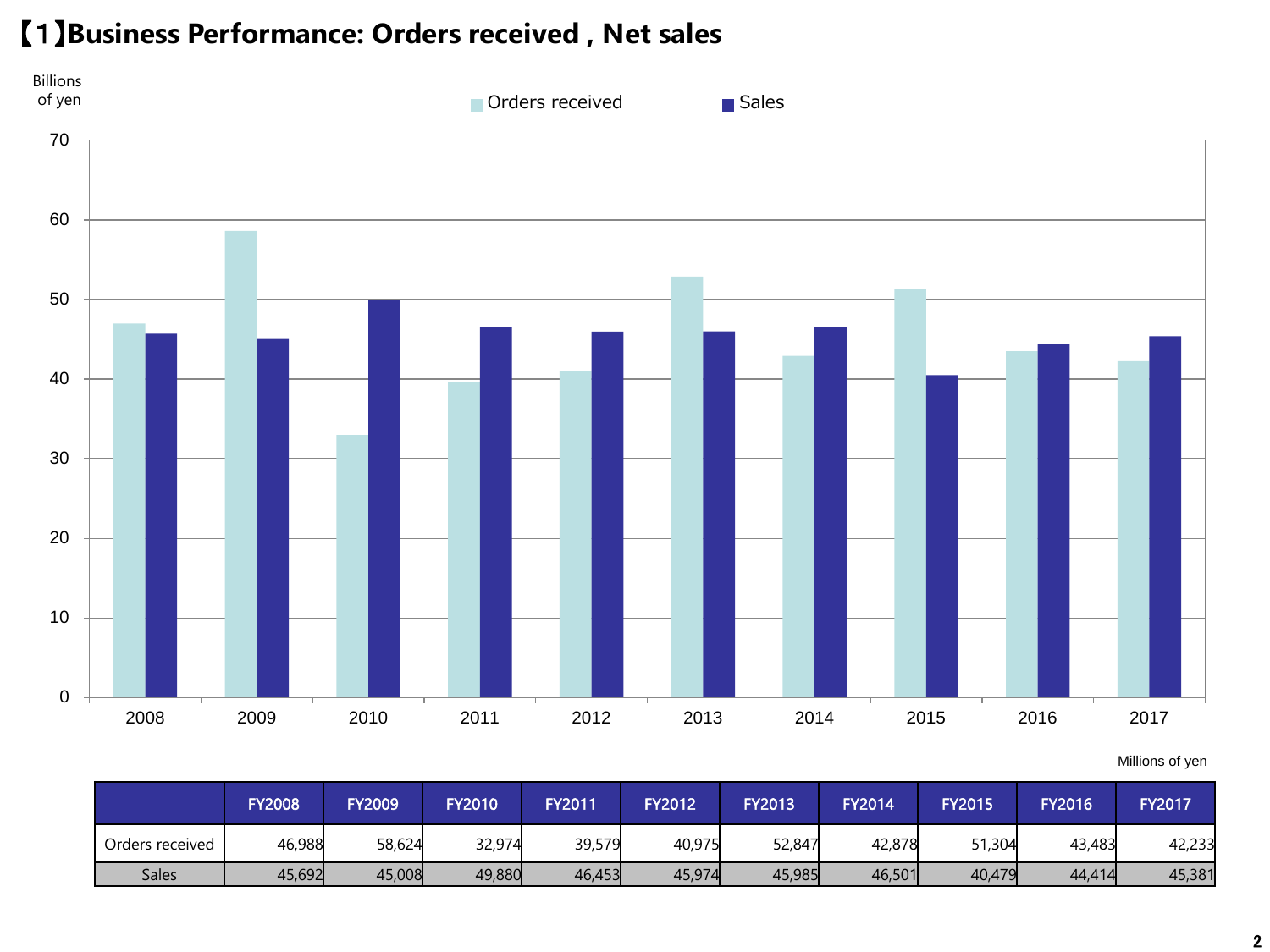# 【1】Business Performance: Orders received , Net sales

Billions of yen

Orders received　Sales

Millions of yen

| | FY2008 | FY2009 | FY2010 | FY2011 | FY2012 | FY2013 | FY2014 | FY2015 | FY2016 | FY2017 |
|---|---|---|---|---|---|---|---|---|---|---|
| Orders received | 46,988 | 58,624 | 32,974 | 39,579 | 40,975 | 52,847 | 42,878 | 51,304 | 43,483 | 42,233 |
| Sales | 45,692 | 45,008 | 49,880 | 46,453 | 45,974 | 45,985 | 46,501 | 40,479 | 44,414 | 45,381 |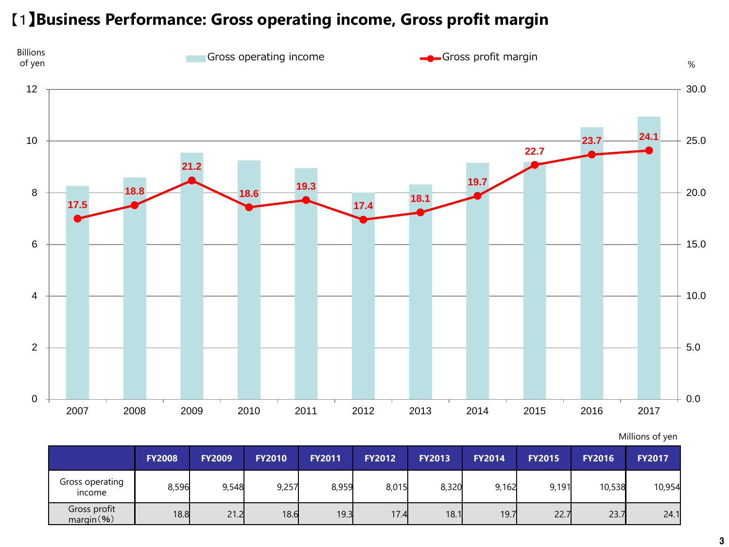# 【1】Business Performance: Gross operating income, Gross profit margin

Billions of yen

Gross operating income / Gross profit margin

| Year | 2007 | 2008 | 2009 | 2010 | 2011 | 2012 | 2013 | 2014 | 2015 | 2016 | 2017 |
|---|---|---|---|---|---|---|---|---|---|---|---|
| Gross profit margin (%) | 17.5 | 18.8 | 21.2 | 18.6 | 19.3 | 17.4 | 18.1 | 19.7 | 22.7 | 23.7 | 24.1 |

Millions of yen

| | FY2008 | FY2009 | FY2010 | FY2011 | FY2012 | FY2013 | FY2014 | FY2015 | FY2016 | FY2017 |
|---|---|---|---|---|---|---|---|---|---|---|
| Gross operating income | 8,596 | 9,548 | 9,257 | 8,959 | 8,015 | 8,320 | 9,162 | 9,191 | 10,538 | 10,954 |
| Gross profit margin（%） | 18.8 | 21.2 | 18.6 | 19.3 | 17.4 | 18.1 | 19.7 | 22.7 | 23.7 | 24.1 |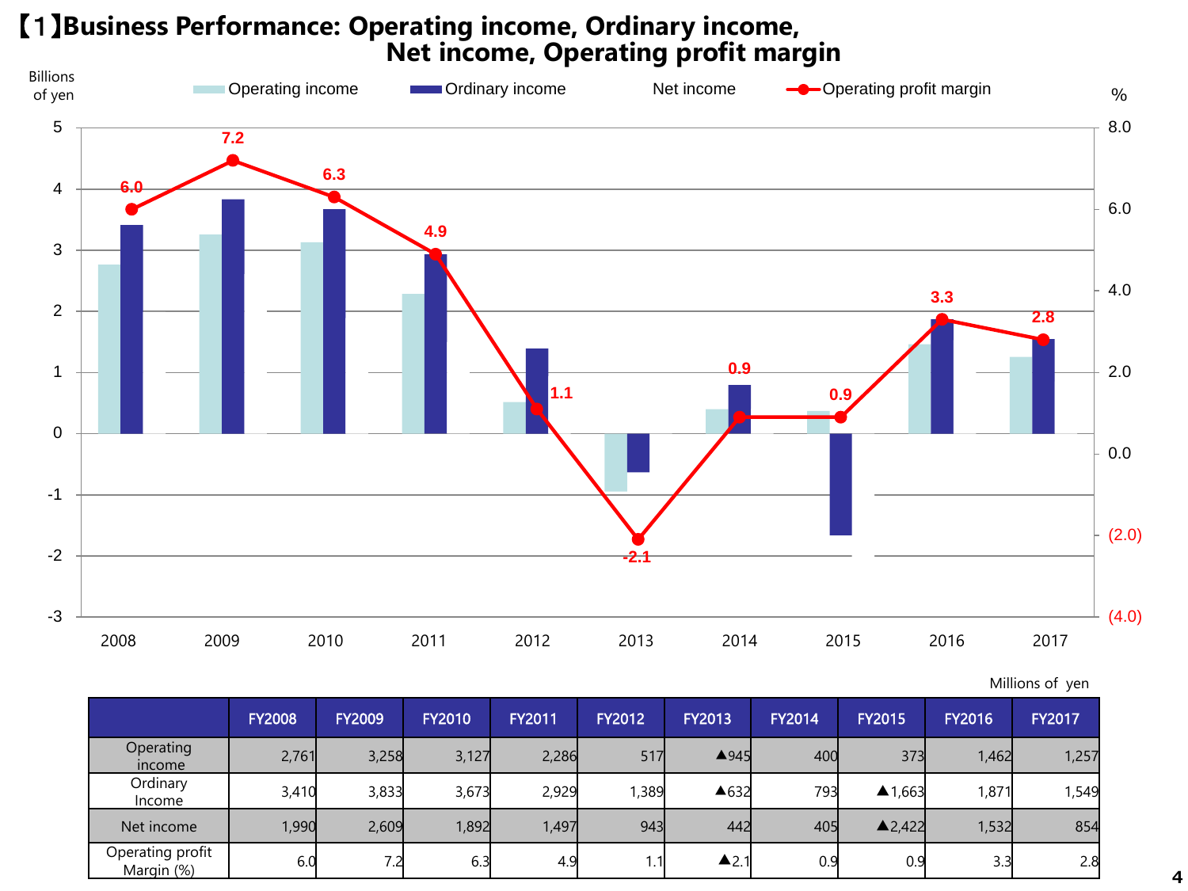# 【1】Business Performance: Operating income, Ordinary income, Net income, Operating profit margin

Millions of yen

| | FY2008 | FY2009 | FY2010 | FY2011 | FY2012 | FY2013 | FY2014 | FY2015 | FY2016 | FY2017 |
|---|---|---|---|---|---|---|---|---|---|---|
| Operating income | 2,761 | 3,258 | 3,127 | 2,286 | 517 | ▲945 | 400 | 373 | 1,462 | 1,257 |
| Ordinary Income | 3,410 | 3,833 | 3,673 | 2,929 | 1,389 | ▲632 | 793 | ▲1,663 | 1,871 | 1,549 |
| Net income | 1,990 | 2,609 | 1,892 | 1,497 | 943 | 442 | 405 | ▲2,422 | 1,532 | 854 |
| Operating profit Margin (%) | 6.0 | 7.2 | 6.3 | 4.9 | 1.1 | ▲2.1 | 0.9 | 0.9 | 3.3 | 2.8 |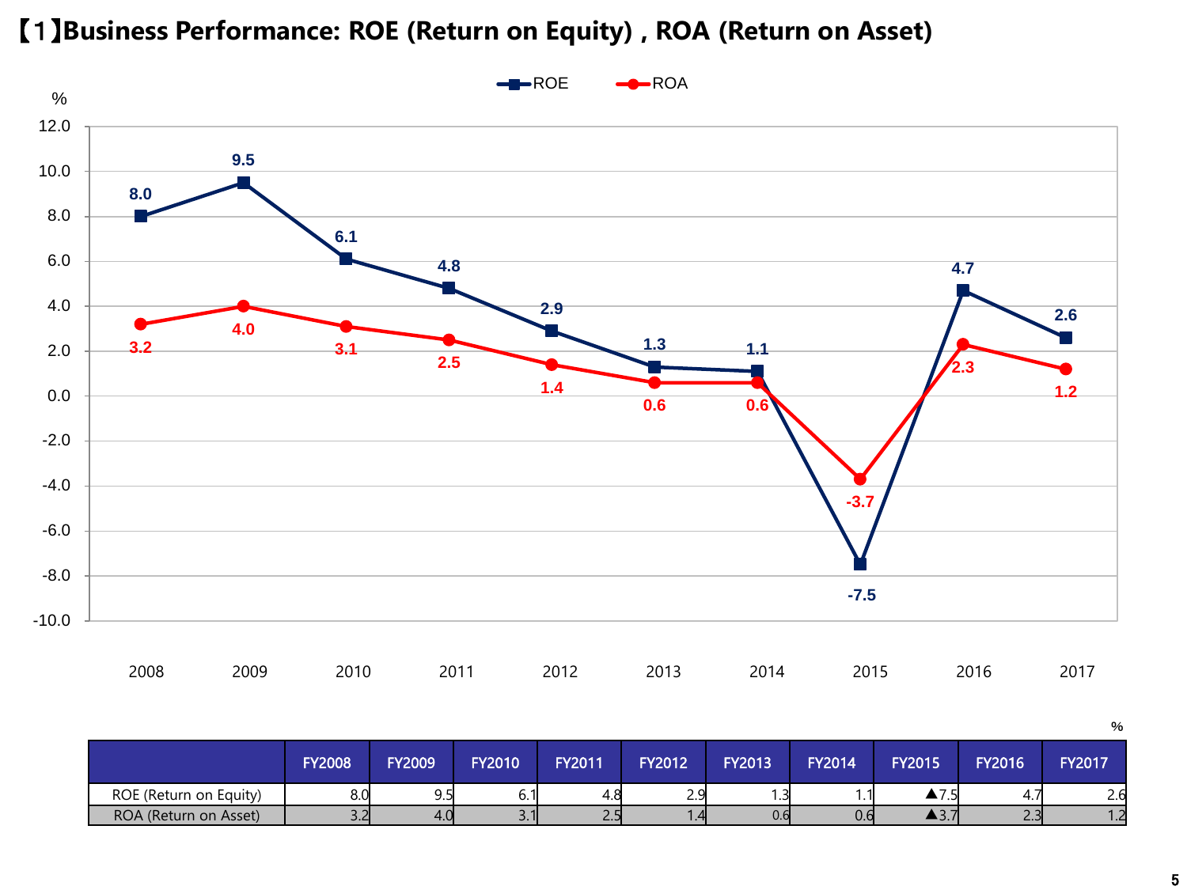# 【1】Business Performance: ROE (Return on Equity) , ROA (Return on Asset)

%

| | FY2008 | FY2009 | FY2010 | FY2011 | FY2012 | FY2013 | FY2014 | FY2015 | FY2016 | FY2017 |
|---|---|---|---|---|---|---|---|---|---|---|
| ROE (Return on Equity) | 8.0 | 9.5 | 6.1 | 4.8 | 2.9 | 1.3 | 1.1 | ▲7.5 | 4.7 | 2.6 |
| ROA (Return on Asset) | 3.2 | 4.0 | 3.1 | 2.5 | 1.4 | 0.6 | 0.6 | ▲3.7 | 2.3 | 1.2 |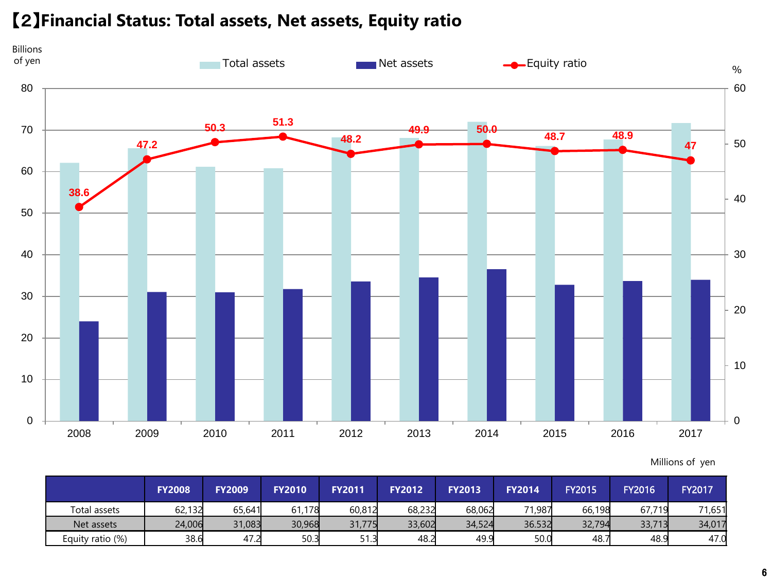# 【2】Financial Status: Total assets, Net assets, Equity ratio

Millions of yen

| | FY2008 | FY2009 | FY2010 | FY2011 | FY2012 | FY2013 | FY2014 | FY2015 | FY2016 | FY2017 |
|---|---|---|---|---|---|---|---|---|---|---|
| Total assets | 62,132 | 65,641 | 61,178 | 60,812 | 68,232 | 68,062 | 71,987 | 66,198 | 67,719 | 71,651 |
| Net assets | 24,006 | 31,083 | 30,968 | 31,775 | 33,602 | 34,524 | 36.532 | 32,794 | 33,713 | 34,017 |
| Equity ratio (%) | 38.6 | 47.2 | 50.3 | 51.3 | 48.2 | 49.9 | 50.0 | 48.7 | 48.9 | 47.0 |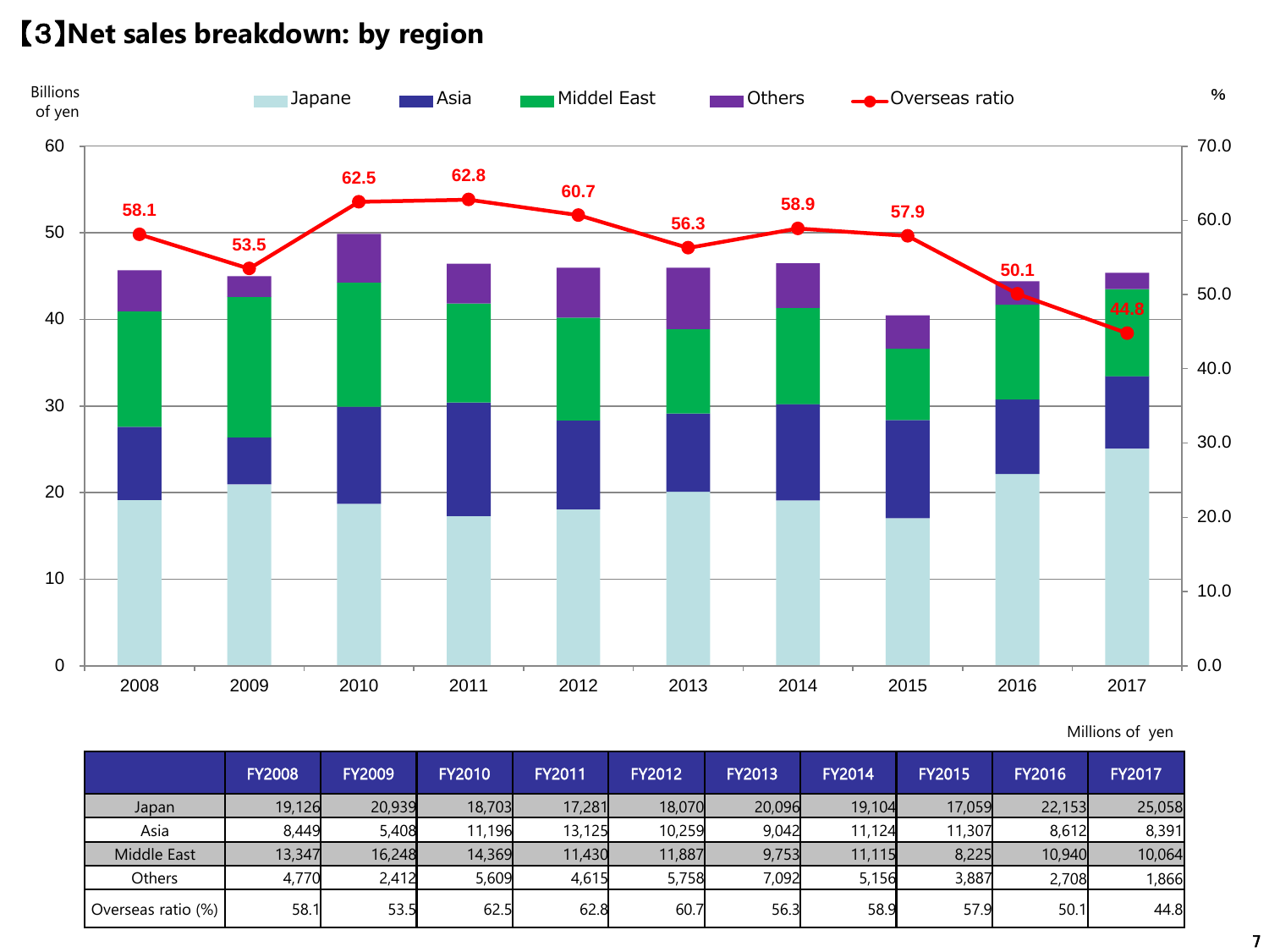# 【3】Net sales breakdown: by region

Millions of yen

| | FY2008 | FY2009 | FY2010 | FY2011 | FY2012 | FY2013 | FY2014 | FY2015 | FY2016 | FY2017 |
|---|---|---|---|---|---|---|---|---|---|---|
| Japan | 19,126 | 20,939 | 18,703 | 17,281 | 18,070 | 20,096 | 19,104 | 17,059 | 22,153 | 25,058 |
| Asia | 8,449 | 5,408 | 11,196 | 13,125 | 10,259 | 9,042 | 11,124 | 11,307 | 8,612 | 8,391 |
| Middle East | 13,347 | 16,248 | 14,369 | 11,430 | 11,887 | 9,753 | 11,115 | 8,225 | 10,940 | 10,064 |
| Others | 4,770 | 2,412 | 5,609 | 4,615 | 5,758 | 7,092 | 5,156 | 3,887 | 2,708 | 1,866 |
| Overseas ratio (%) | 58.1 | 53.5 | 62.5 | 62.8 | 60.7 | 56.3 | 58.9 | 57.9 | 50.1 | 44.8 |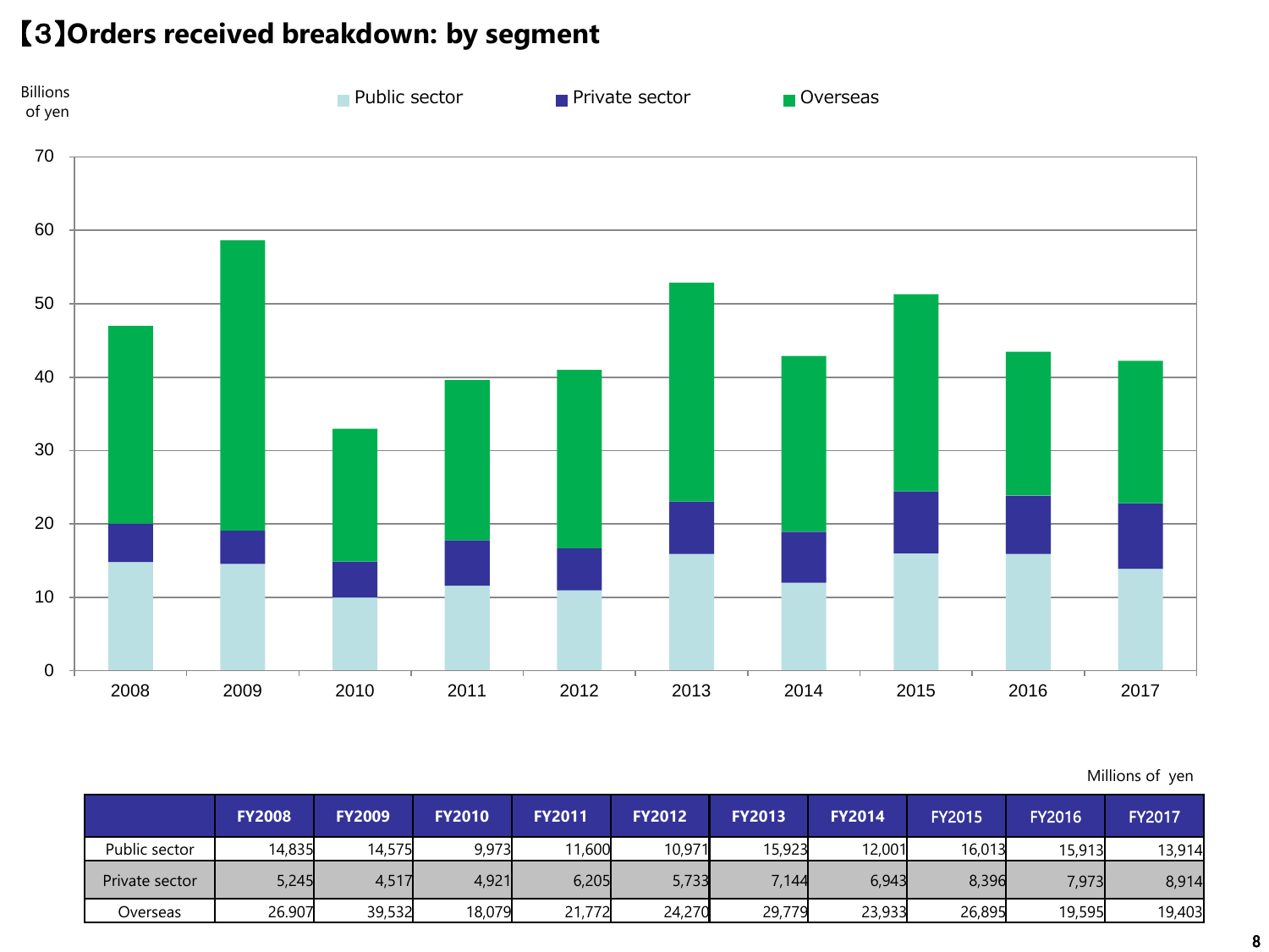# 【3】Orders received breakdown: by segment

Billions of yen

Public sector / Private sector / Overseas

Millions of yen

| | FY2008 | FY2009 | FY2010 | FY2011 | FY2012 | FY2013 | FY2014 | FY2015 | FY2016 | FY2017 |
|---|---|---|---|---|---|---|---|---|---|---|
| Public sector | 14,835 | 14,575 | 9,973 | 11,600 | 10,971 | 15,923 | 12,001 | 16,013 | 15,913 | 13,914 |
| Private sector | 5,245 | 4,517 | 4,921 | 6,205 | 5,733 | 7,144 | 6,943 | 8,396 | 7,973 | 8,914 |
| Overseas | 26.907 | 39,532 | 18,079 | 21,772 | 24,270 | 29,779 | 23,933 | 26,895 | 19,595 | 19,403 |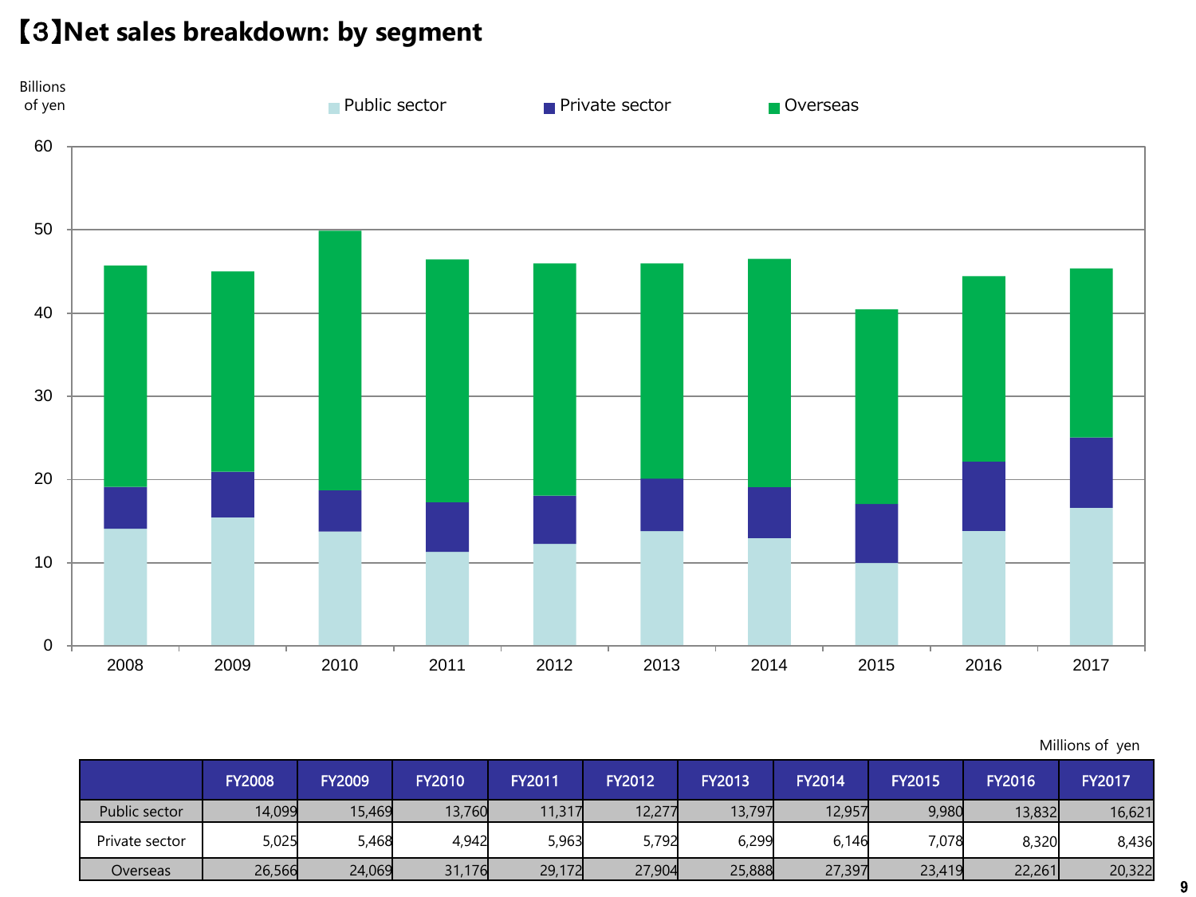## 【3】Net sales breakdown: by segment

Billions of yen

Public sector　Private sector　Overseas

Millions of yen

| | FY2008 | FY2009 | FY2010 | FY2011 | FY2012 | FY2013 | FY2014 | FY2015 | FY2016 | FY2017 |
|---|---|---|---|---|---|---|---|---|---|---|
| Public sector | 14,099 | 15,469 | 13,760 | 11,317 | 12,277 | 13,797 | 12,957 | 9,980 | 13,832 | 16,621 |
| Private sector | 5,025 | 5,468 | 4,942 | 5,963 | 5,792 | 6,299 | 6,146 | 7,078 | 8,320 | 8,436 |
| Overseas | 26,566 | 24,069 | 31,176 | 29,172 | 27,904 | 25,888 | 27,397 | 23,419 | 22,261 | 20,322 |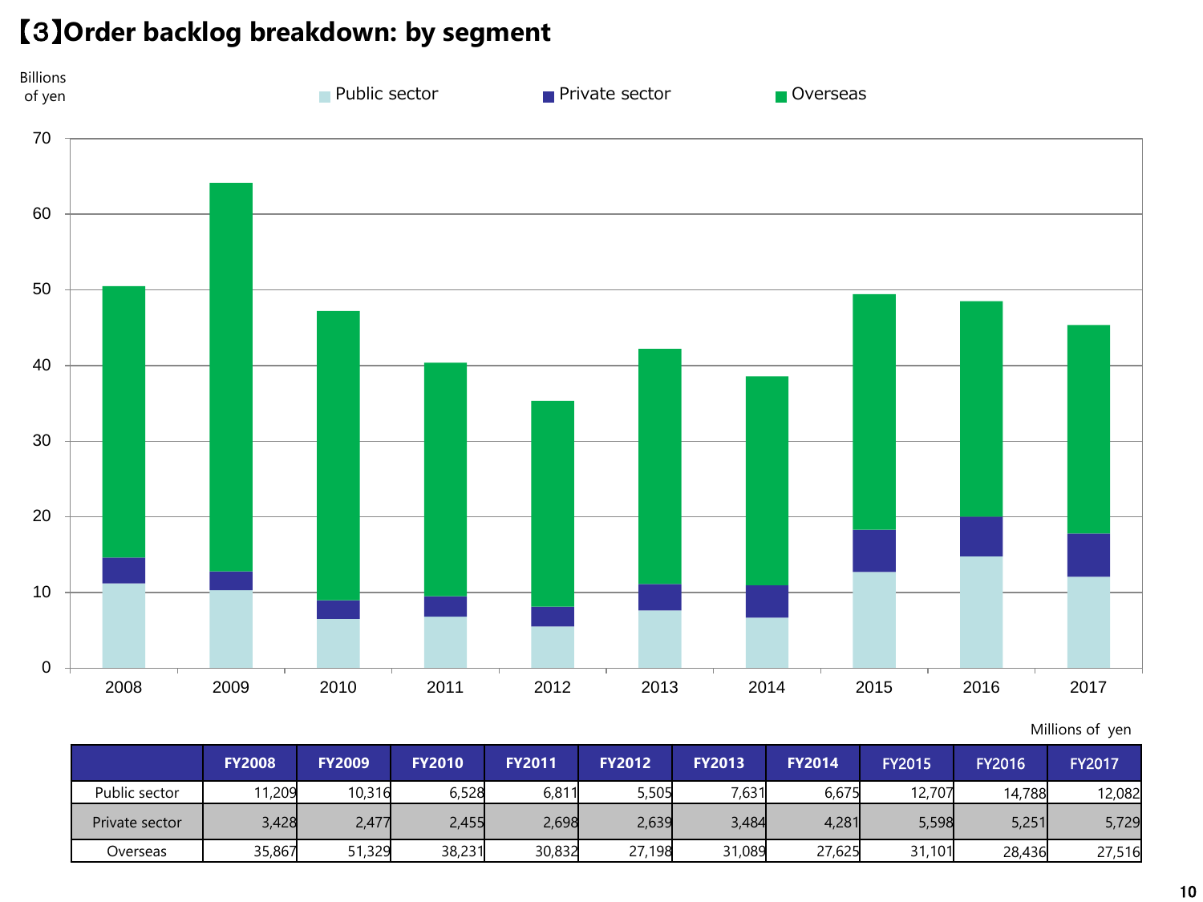# 【3】Order backlog breakdown: by segment

Millions of yen

| | FY2008 | FY2009 | FY2010 | FY2011 | FY2012 | FY2013 | FY2014 | FY2015 | FY2016 | FY2017 |
|---|---|---|---|---|---|---|---|---|---|---|
| Public sector | 11,209 | 10,316 | 6,528 | 6,811 | 5,505 | 7,631 | 6,675 | 12,707 | 14,788 | 12,082 |
| Private sector | 3,428 | 2,477 | 2,455 | 2,698 | 2,639 | 3,484 | 4,281 | 5,598 | 5,251 | 5,729 |
| Overseas | 35,867 | 51,329 | 38,231 | 30,832 | 27,198 | 31,089 | 27,625 | 31,101 | 28,436 | 27,516 |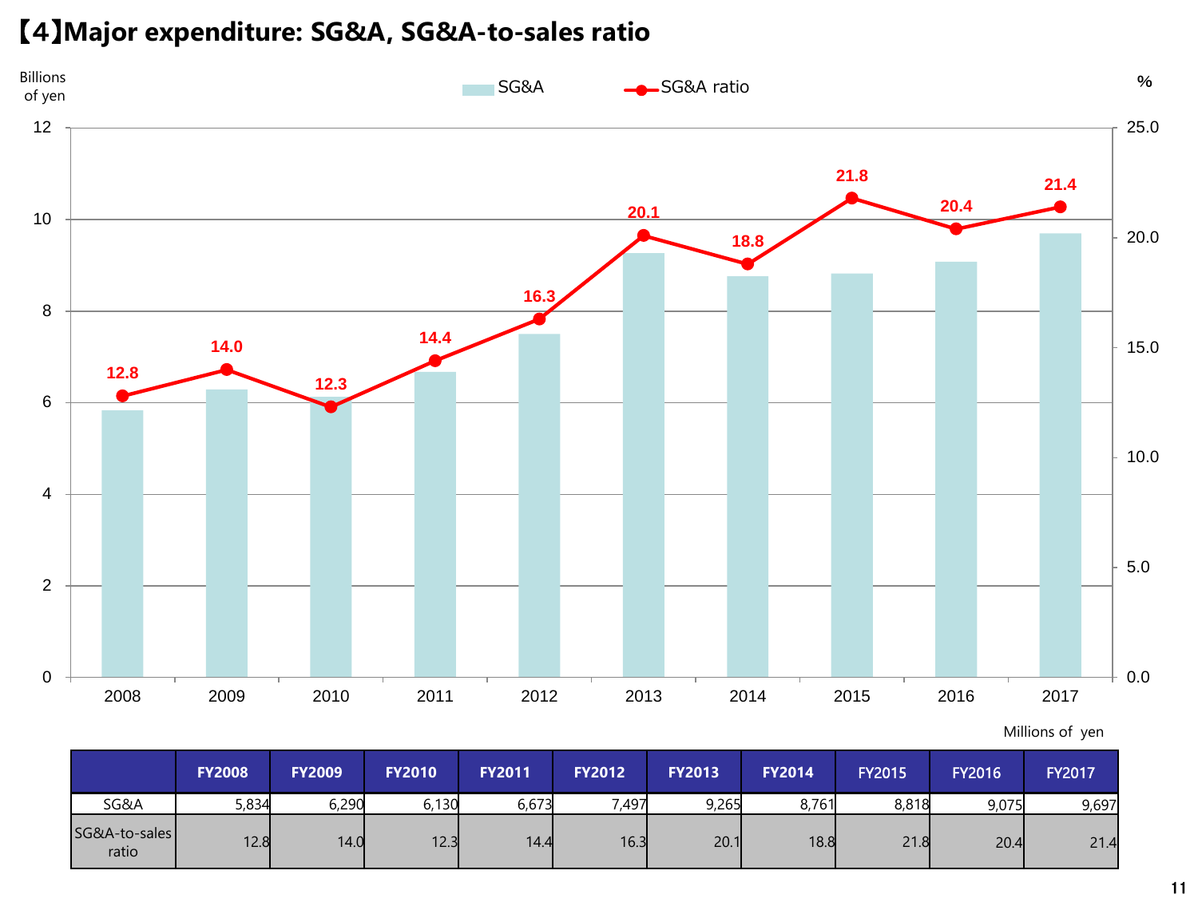# 【4】Major expenditure: SG&A, SG&A-to-sales ratio

Millions of yen

| | FY2008 | FY2009 | FY2010 | FY2011 | FY2012 | FY2013 | FY2014 | FY2015 | FY2016 | FY2017 |
|---|---|---|---|---|---|---|---|---|---|---|
| SG&A | 5,834 | 6,290 | 6,130 | 6,673 | 7,497 | 9,265 | 8,761 | 8,818 | 9,075 | 9,697 |
| SG&A-to-sales ratio | 12.8 | 14.0 | 12.3 | 14.4 | 16.3 | 20.1 | 18.8 | 21.8 | 20.4 | 21.4 |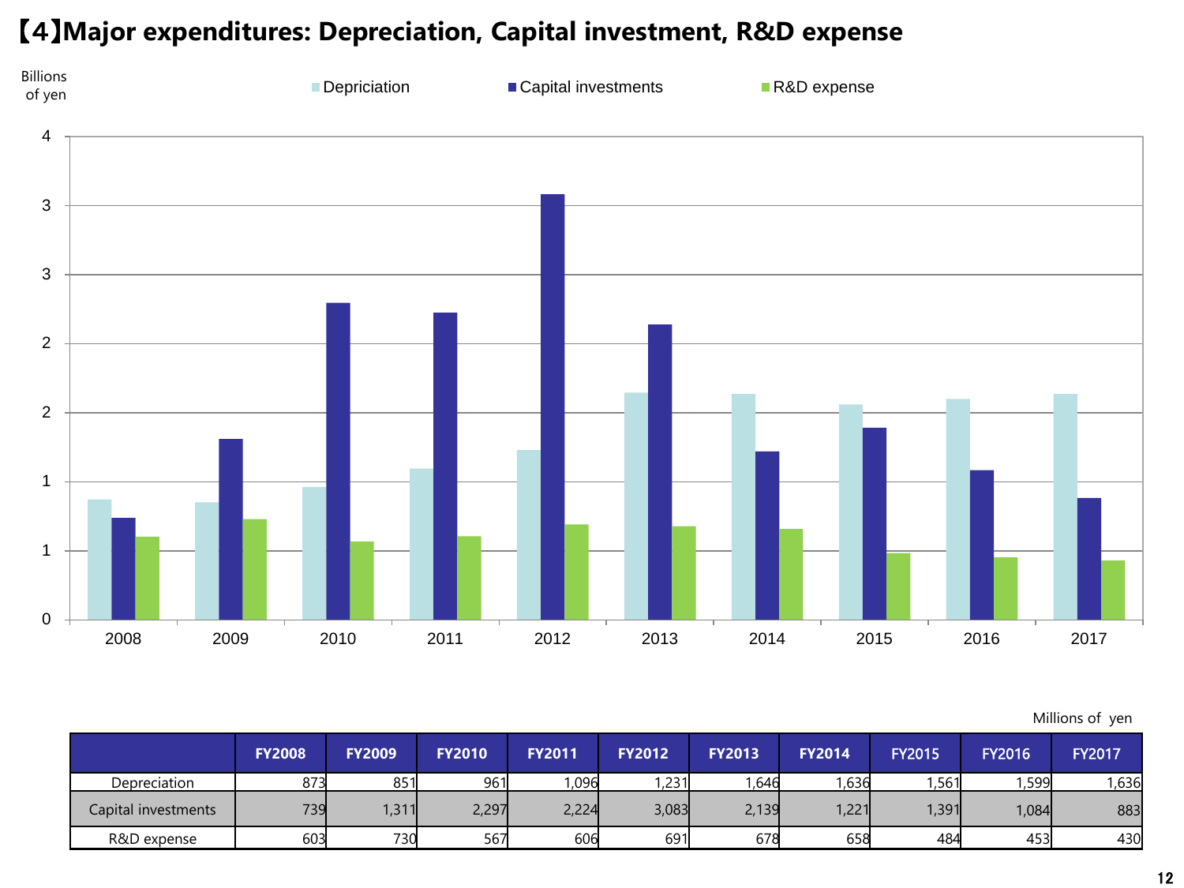# 【4】Major expenditures: Depreciation, Capital investment, R&D expense

Billions of yen

Depriciation | Capital investments | R&D expense

Millions of yen

| | FY2008 | FY2009 | FY2010 | FY2011 | FY2012 | FY2013 | FY2014 | FY2015 | FY2016 | FY2017 |
|---|---|---|---|---|---|---|---|---|---|---|
| Depreciation | 873 | 851 | 961 | 1,096 | 1,231 | 1,646 | 1,636 | 1,561 | 1,599 | 1,636 |
| Capital investments | 739 | 1,311 | 2,297 | 2,224 | 3,083 | 2,139 | 1,221 | 1,391 | 1,084 | 883 |
| R&D expense | 603 | 730 | 567 | 606 | 691 | 678 | 658 | 484 | 453 | 430 |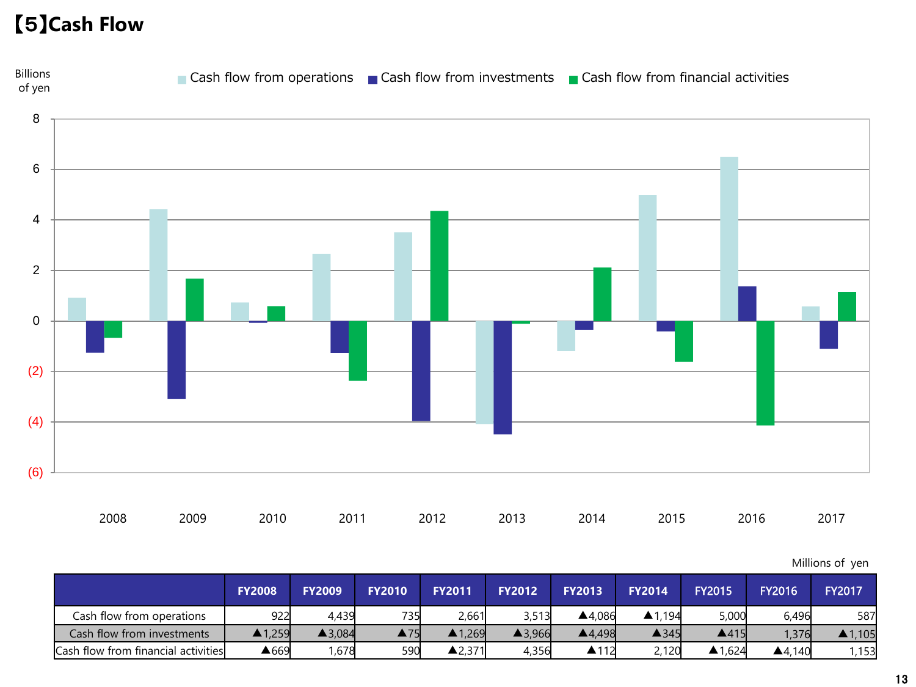# 【5】Cash Flow

Billions of yen

Cash flow from operations / Cash flow from investments / Cash flow from financial activities

Millions of yen

| | FY2008 | FY2009 | FY2010 | FY2011 | FY2012 | FY2013 | FY2014 | FY2015 | FY2016 | FY2017 |
|---|---|---|---|---|---|---|---|---|---|---|
| Cash flow from operations | 922 | 4,439 | 735 | 2,661 | 3,513 | ▲4,086 | ▲1,194 | 5,000 | 6,496 | 587 |
| Cash flow from investments | ▲1,259 | ▲3,084 | ▲75 | ▲1,269 | ▲3,966 | ▲4,498 | ▲345 | ▲415 | 1,376 | ▲1,105 |
| Cash flow from financial activities | ▲669 | 1,678 | 590 | ▲2,371 | 4,356 | ▲112 | 2,120 | ▲1,624 | ▲4,140 | 1,153 |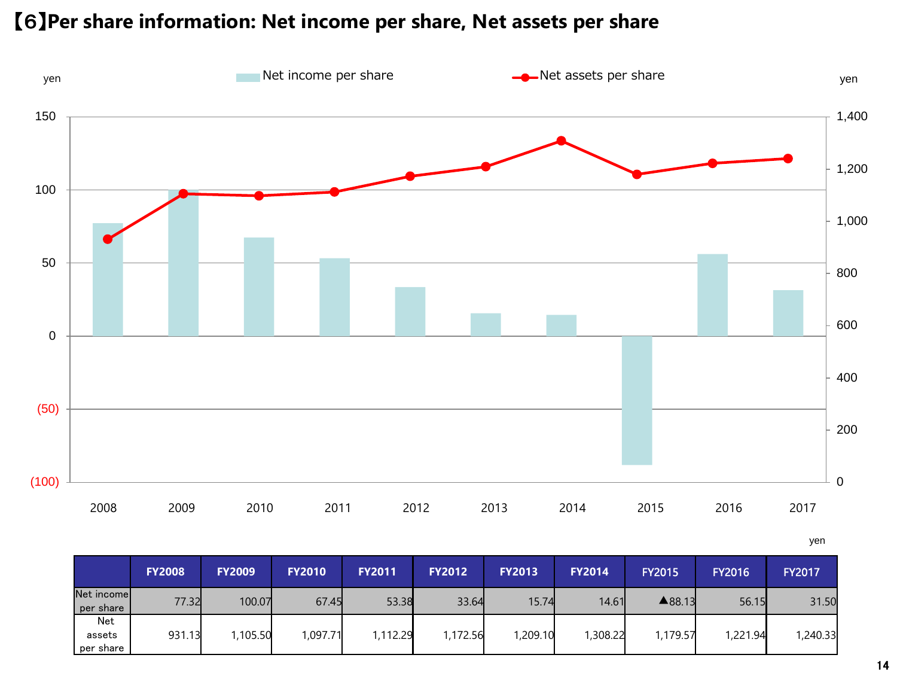# 【6】Per share information: Net income per share, Net assets per share

yen

| | FY2008 | FY2009 | FY2010 | FY2011 | FY2012 | FY2013 | FY2014 | FY2015 | FY2016 | FY2017 |
|---|---|---|---|---|---|---|---|---|---|---|
| Net income per share | 77.32 | 100.07 | 67.45 | 53.38 | 33.64 | 15.74 | 14.61 | ▲88.13 | 56.15 | 31.50 |
| Net assets per share | 931.13 | 1,105.50 | 1,097.71 | 1,112.29 | 1,172.56 | 1,209.10 | 1,308.22 | 1,179.57 | 1,221.94 | 1,240.33 |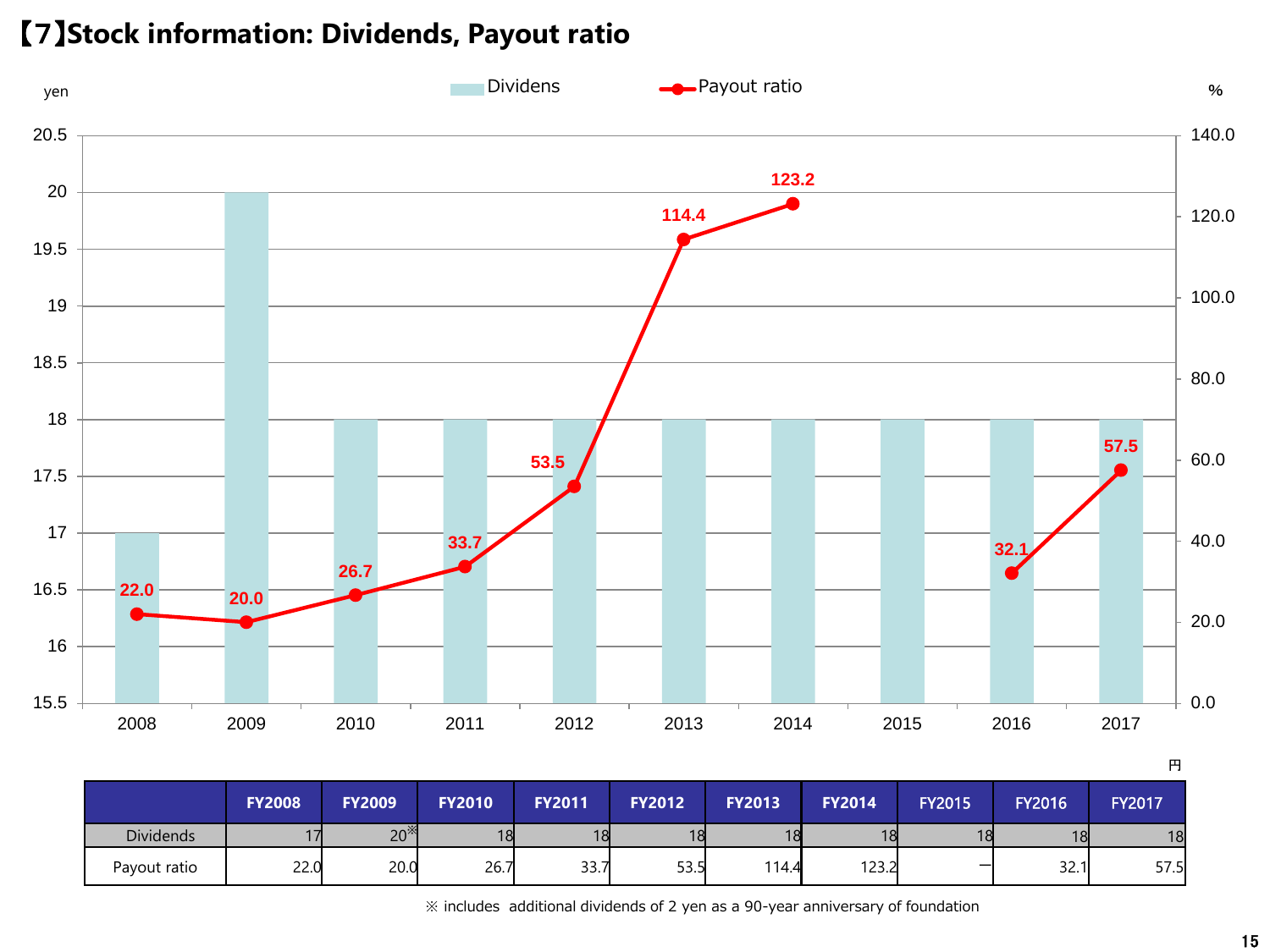# 【7】Stock information: Dividends, Payout ratio

円

| | FY2008 | FY2009 | FY2010 | FY2011 | FY2012 | FY2013 | FY2014 | FY2015 | FY2016 | FY2017 |
|---|---|---|---|---|---|---|---|---|---|---|
| Dividends | 17 | 20※ | 18 | 18 | 18 | 18 | 18 | 18 | 18 | 18 |
| Payout ratio | 22.0 | 20.0 | 26.7 | 33.7 | 53.5 | 114.4 | 123.2 | ー | 32.1 | 57.5 |

※ includes additional dividends of 2 yen as a 90-year anniversary of foundation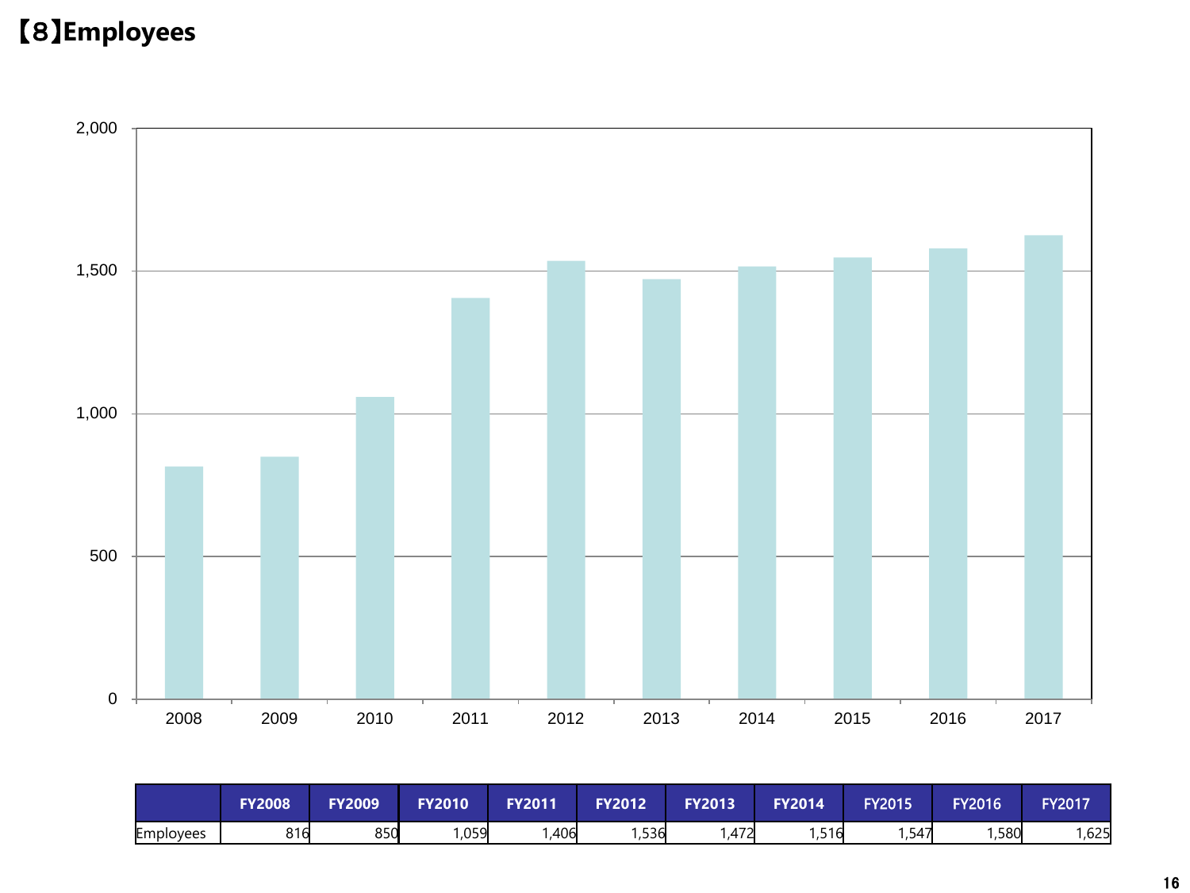# 【8】Employees

2,000
1,500
1,000
500
0

2008 2009 2010 2011 2012 2013 2014 2015 2016 2017

| | FY2008 | FY2009 | FY2010 | FY2011 | FY2012 | FY2013 | FY2014 | FY2015 | FY2016 | FY2017 |
|---|---|---|---|---|---|---|---|---|---|---|
| Employees | 816 | 850 | 1,059 | 1,406 | 1,536 | 1,472 | 1,516 | 1,547 | 1,580 | 1,625 |